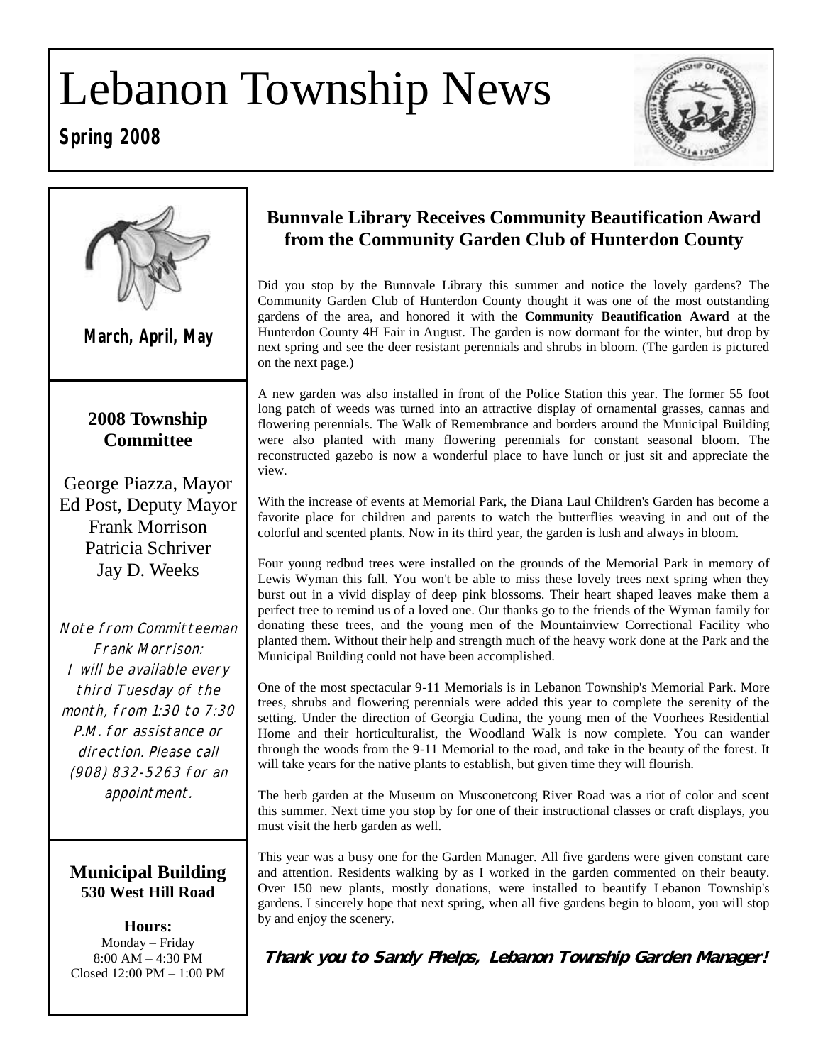# Lebanon Township News

**Spring 2008**

**March, April, May**

## 2008 Township Committee

George Piazza, Mayor
Ed Post, Deputy Mayor
Frank Morrison
Patricia Schriver
Jay D. Weeks

Note from Committeeman Frank Morrison:
I will be available every third Tuesday of the month, from 1:30 to 7:30 P.M. for assistance or direction. Please call (908) 832-5263 for an appointment.

## Municipal Building
**530 West Hill Road**

**Hours:**
Monday – Friday
8:00 AM – 4:30 PM
Closed 12:00 PM – 1:00 PM

## Bunnvale Library Receives Community Beautification Award from the Community Garden Club of Hunterdon County

Did you stop by the Bunnvale Library this summer and notice the lovely gardens? The Community Garden Club of Hunterdon County thought it was one of the most outstanding gardens of the area, and honored it with the **Community Beautification Award** at the Hunterdon County 4H Fair in August. The garden is now dormant for the winter, but drop by next spring and see the deer resistant perennials and shrubs in bloom. (The garden is pictured on the next page.)

A new garden was also installed in front of the Police Station this year. The former 55 foot long patch of weeds was turned into an attractive display of ornamental grasses, cannas and flowering perennials. The Walk of Remembrance and borders around the Municipal Building were also planted with many flowering perennials for constant seasonal bloom. The reconstructed gazebo is now a wonderful place to have lunch or just sit and appreciate the view.

With the increase of events at Memorial Park, the Diana Laul Children's Garden has become a favorite place for children and parents to watch the butterflies weaving in and out of the colorful and scented plants. Now in its third year, the garden is lush and always in bloom.

Four young redbud trees were installed on the grounds of the Memorial Park in memory of Lewis Wyman this fall. You won't be able to miss these lovely trees next spring when they burst out in a vivid display of deep pink blossoms. Their heart shaped leaves make them a perfect tree to remind us of a loved one. Our thanks go to the friends of the Wyman family for donating these trees, and the young men of the Mountainview Correctional Facility who planted them. Without their help and strength much of the heavy work done at the Park and the Municipal Building could not have been accomplished.

One of the most spectacular 9-11 Memorials is in Lebanon Township's Memorial Park. More trees, shrubs and flowering perennials were added this year to complete the serenity of the setting. Under the direction of Georgia Cudina, the young men of the Voorhees Residential Home and their horticulturalist, the Woodland Walk is now complete. You can wander through the woods from the 9-11 Memorial to the road, and take in the beauty of the forest. It will take years for the native plants to establish, but given time they will flourish.

The herb garden at the Museum on Musconetcong River Road was a riot of color and scent this summer. Next time you stop by for one of their instructional classes or craft displays, you must visit the herb garden as well.

This year was a busy one for the Garden Manager. All five gardens were given constant care and attention. Residents walking by as I worked in the garden commented on their beauty. Over 150 new plants, mostly donations, were installed to beautify Lebanon Township's gardens. I sincerely hope that next spring, when all five gardens begin to bloom, you will stop by and enjoy the scenery.

***Thank you to Sandy Phelps, Lebanon Township Garden Manager!***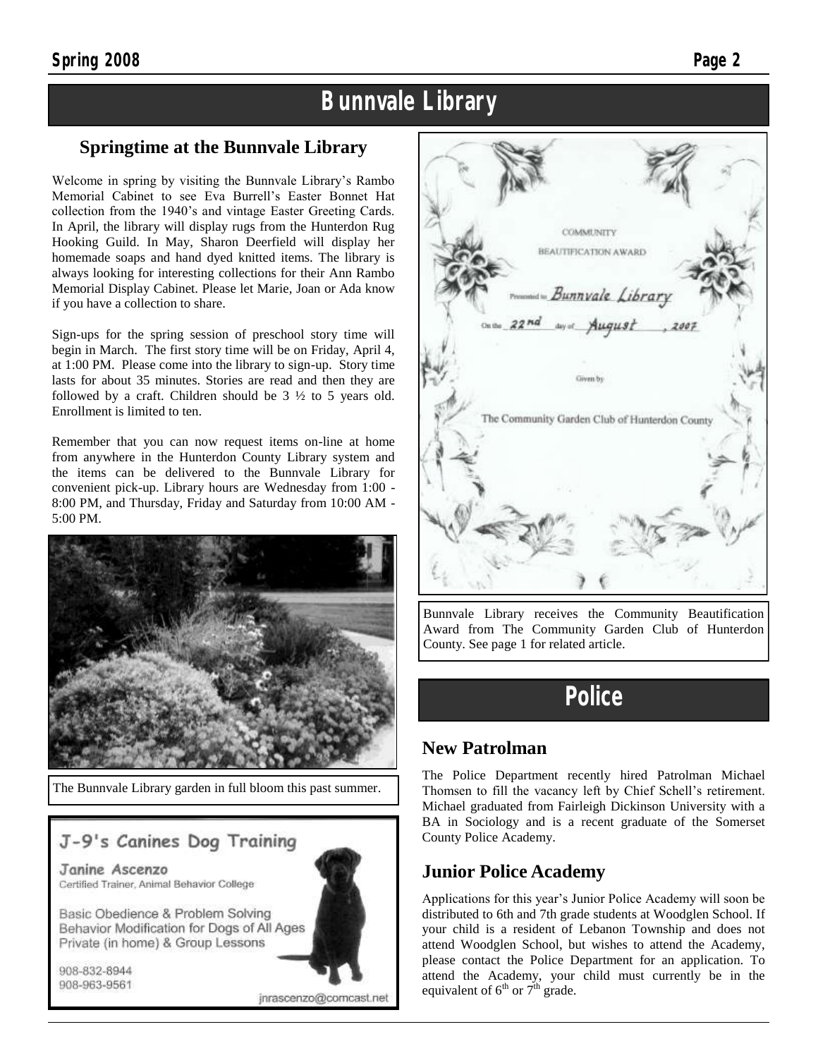# Bunnvale Library

## Springtime at the Bunnvale Library

Welcome in spring by visiting the Bunnvale Library's Rambo Memorial Cabinet to see Eva Burrell's Easter Bonnet Hat collection from the 1940's and vintage Easter Greeting Cards. In April, the library will display rugs from the Hunterdon Rug Hooking Guild. In May, Sharon Deerfield will display her homemade soaps and hand dyed knitted items. The library is always looking for interesting collections for their Ann Rambo Memorial Display Cabinet. Please let Marie, Joan or Ada know if you have a collection to share.

Sign-ups for the spring session of preschool story time will begin in March. The first story time will be on Friday, April 4, at 1:00 PM. Please come into the library to sign-up. Story time lasts for about 35 minutes. Stories are read and then they are followed by a craft. Children should be 3 ½ to 5 years old. Enrollment is limited to ten.

Remember that you can now request items on-line at home from anywhere in the Hunterdon County Library system and the items can be delivered to the Bunnvale Library for convenient pick-up. Library hours are Wednesday from 1:00 - 8:00 PM, and Thursday, Friday and Saturday from 10:00 AM - 5:00 PM.

The Bunnvale Library garden in full bloom this past summer.

**J-9's Canines Dog Training**

Janine Ascenzo
Certified Trainer, Animal Behavior College

Basic Obedience & Problem Solving
Behavior Modification for Dogs of All Ages
Private (in home) & Group Lessons

908-832-8944
908-963-9561

jnrascenzo@comcast.net

COMMUNITY
BEAUTIFICATION AWARD

Presented to Bunnvale Library

On the 22nd day of August, 2007

Given by

The Community Garden Club of Hunterdon County

Bunnvale Library receives the Community Beautification Award from The Community Garden Club of Hunterdon County. See page 1 for related article.

# Police

## New Patrolman

The Police Department recently hired Patrolman Michael Thomsen to fill the vacancy left by Chief Schell's retirement. Michael graduated from Fairleigh Dickinson University with a BA in Sociology and is a recent graduate of the Somerset County Police Academy.

## Junior Police Academy

Applications for this year's Junior Police Academy will soon be distributed to 6th and 7th grade students at Woodglen School. If your child is a resident of Lebanon Township and does not attend Woodglen School, but wishes to attend the Academy, please contact the Police Department for an application. To attend the Academy, your child must currently be in the equivalent of 6th or 7th grade.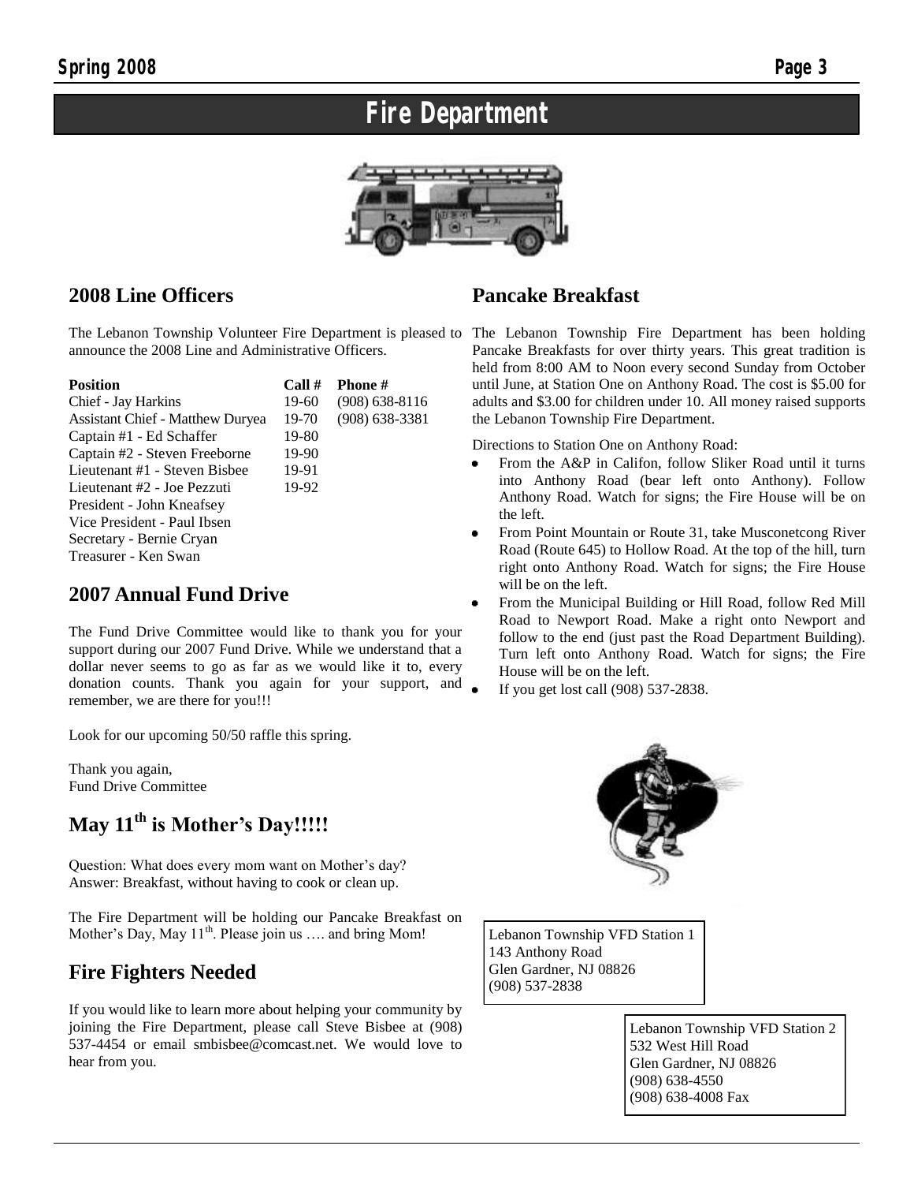# Fire Department

## 2008 Line Officers

The Lebanon Township Volunteer Fire Department is pleased to announce the 2008 Line and Administrative Officers.

| Position | Call # | Phone # |
|---|---|---|
| Chief - Jay Harkins | 19-60 | (908) 638-8116 |
| Assistant Chief - Matthew Duryea | 19-70 | (908) 638-3381 |
| Captain #1 - Ed Schaffer | 19-80 | |
| Captain #2 - Steven Freeborne | 19-90 | |
| Lieutenant #1 - Steven Bisbee | 19-91 | |
| Lieutenant #2 - Joe Pezzuti | 19-92 | |
| President - John Kneafsey | | |
| Vice President - Paul Ibsen | | |
| Secretary - Bernie Cryan | | |
| Treasurer - Ken Swan | | |

## 2007 Annual Fund Drive

The Fund Drive Committee would like to thank you for your support during our 2007 Fund Drive. While we understand that a dollar never seems to go as far as we would like it to, every donation counts. Thank you again for your support, and remember, we are there for you!!!

Look for our upcoming 50/50 raffle this spring.

Thank you again,
Fund Drive Committee

## May 11th is Mother's Day!!!!!

Question: What does every mom want on Mother's day?
Answer: Breakfast, without having to cook or clean up.

The Fire Department will be holding our Pancake Breakfast on Mother's Day, May 11th. Please join us …. and bring Mom!

## Fire Fighters Needed

If you would like to learn more about helping your community by joining the Fire Department, please call Steve Bisbee at (908) 537-4454 or email smbisbee@comcast.net. We would love to hear from you.

## Pancake Breakfast

The Lebanon Township Fire Department has been holding Pancake Breakfasts for over thirty years. This great tradition is held from 8:00 AM to Noon every second Sunday from October until June, at Station One on Anthony Road. The cost is $5.00 for adults and $3.00 for children under 10. All money raised supports the Lebanon Township Fire Department.

Directions to Station One on Anthony Road:

- From the A&P in Califon, follow Sliker Road until it turns into Anthony Road (bear left onto Anthony). Follow Anthony Road. Watch for signs; the Fire House will be on the left.
- From Point Mountain or Route 31, take Musconetcong River Road (Route 645) to Hollow Road. At the top of the hill, turn right onto Anthony Road. Watch for signs; the Fire House will be on the left.
- From the Municipal Building or Hill Road, follow Red Mill Road to Newport Road. Make a right onto Newport and follow to the end (just past the Road Department Building). Turn left onto Anthony Road. Watch for signs; the Fire House will be on the left.
- If you get lost call (908) 537-2838.

Lebanon Township VFD Station 1
143 Anthony Road
Glen Gardner, NJ 08826
(908) 537-2838

Lebanon Township VFD Station 2
532 West Hill Road
Glen Gardner, NJ 08826
(908) 638-4550
(908) 638-4008 Fax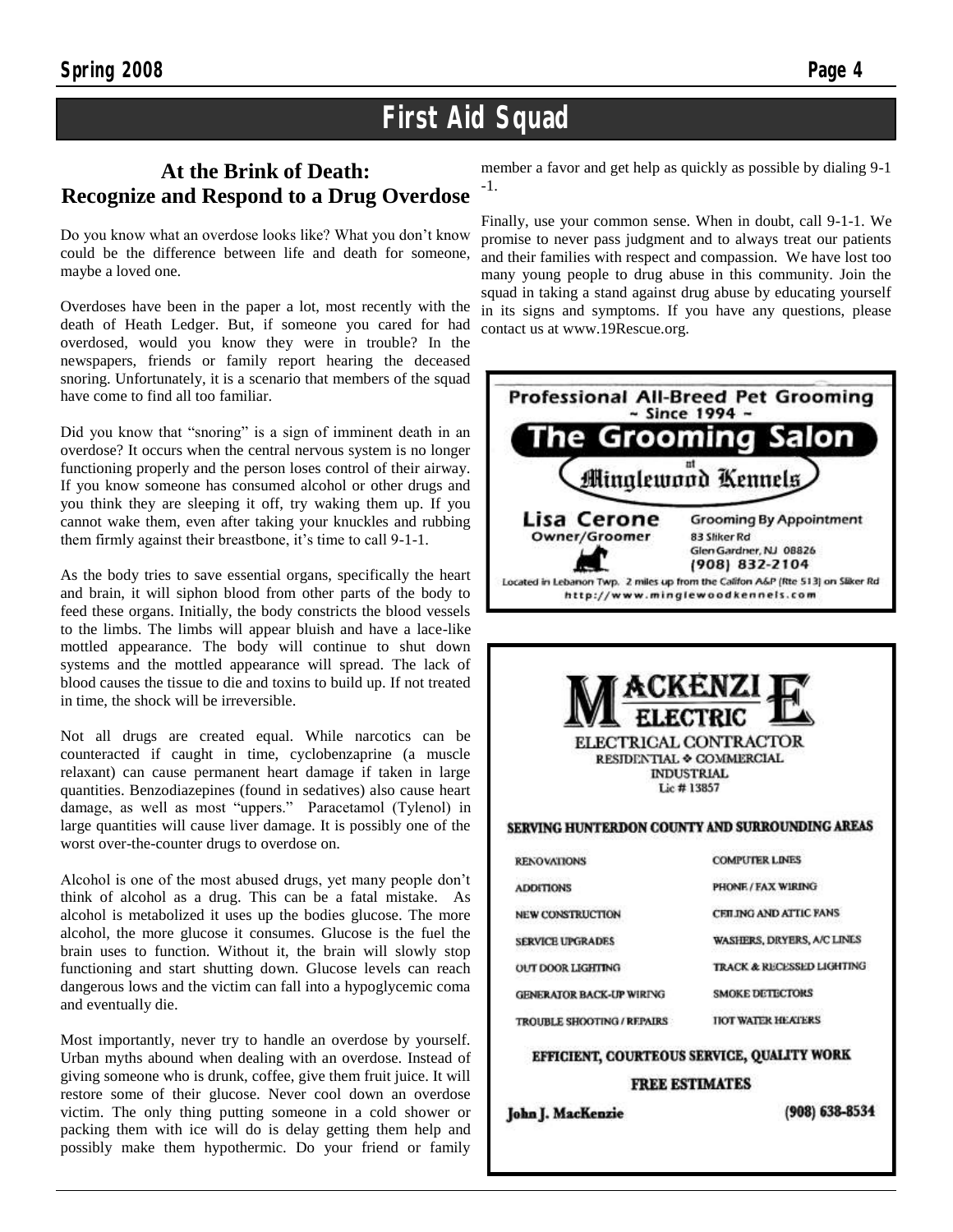# First Aid Squad

## At the Brink of Death: Recognize and Respond to a Drug Overdose

Do you know what an overdose looks like? What you don't know could be the difference between life and death for someone, maybe a loved one.

Overdoses have been in the paper a lot, most recently with the death of Heath Ledger. But, if someone you cared for had overdosed, would you know they were in trouble? In the newspapers, friends or family report hearing the deceased snoring. Unfortunately, it is a scenario that members of the squad have come to find all too familiar.

Did you know that "snoring" is a sign of imminent death in an overdose? It occurs when the central nervous system is no longer functioning properly and the person loses control of their airway. If you know someone has consumed alcohol or other drugs and you think they are sleeping it off, try waking them up. If you cannot wake them, even after taking your knuckles and rubbing them firmly against their breastbone, it's time to call 9-1-1.

As the body tries to save essential organs, specifically the heart and brain, it will siphon blood from other parts of the body to feed these organs. Initially, the body constricts the blood vessels to the limbs. The limbs will appear bluish and have a lace-like mottled appearance. The body will continue to shut down systems and the mottled appearance will spread. The lack of blood causes the tissue to die and toxins to build up. If not treated in time, the shock will be irreversible.

Not all drugs are created equal. While narcotics can be counteracted if caught in time, cyclobenzaprine (a muscle relaxant) can cause permanent heart damage if taken in large quantities. Benzodiazepines (found in sedatives) also cause heart damage, as well as most "uppers." Paracetamol (Tylenol) in large quantities will cause liver damage. It is possibly one of the worst over-the-counter drugs to overdose on.

Alcohol is one of the most abused drugs, yet many people don't think of alcohol as a drug. This can be a fatal mistake. As alcohol is metabolized it uses up the bodies glucose. The more alcohol, the more glucose it consumes. Glucose is the fuel the brain uses to function. Without it, the brain will slowly stop functioning and start shutting down. Glucose levels can reach dangerous lows and the victim can fall into a hypoglycemic coma and eventually die.

Most importantly, never try to handle an overdose by yourself. Urban myths abound when dealing with an overdose. Instead of giving someone who is drunk, coffee, give them fruit juice. It will restore some of their glucose. Never cool down an overdose victim. The only thing putting someone in a cold shower or packing them with ice will do is delay getting them help and possibly make them hypothermic. Do your friend or family member a favor and get help as quickly as possible by dialing 9-1-1.

Finally, use your common sense. When in doubt, call 9-1-1. We promise to never pass judgment and to always treat our patients and their families with respect and compassion. We have lost too many young people to drug abuse in this community. Join the squad in taking a stand against drug abuse by educating yourself in its signs and symptoms. If you have any questions, please contact us at www.19Rescue.org.

---

**Professional All-Breed Pet Grooming**
~ Since 1994 ~

**The Grooming Salon** at **Minglewood Kennels**

**Lisa Cerone**
Owner/Groomer

Grooming By Appointment
83 Sliker Rd
Glen Gardner, NJ 08826
(908) 832-2104

Located in Lebanon Twp. 2 miles up from the Califon A&P (Rte 513) on Sliker Rd
http://www.minglewoodkennels.com

---

**MACKENZIE ELECTRIC**

ELECTRICAL CONTRACTOR
RESIDENTIAL ❖ COMMERCIAL
INDUSTRIAL
Lic # 13857

**SERVING HUNTERDON COUNTY AND SURROUNDING AREAS**

| | |
|---|---|
| RENOVATIONS | COMPUTER LINES |
| ADDITIONS | PHONE / FAX WIRING |
| NEW CONSTRUCTION | CEILING AND ATTIC FANS |
| SERVICE UPGRADES | WASHERS, DRYERS, A/C LINES |
| OUT DOOR LIGHTING | TRACK & RECESSED LIGHTING |
| GENERATOR BACK-UP WIRING | SMOKE DETECTORS |
| TROUBLE SHOOTING / REPAIRS | HOT WATER HEATERS |

**EFFICIENT, COURTEOUS SERVICE, QUALITY WORK**

**FREE ESTIMATES**

**John J. MacKenzie** (908) 638-8534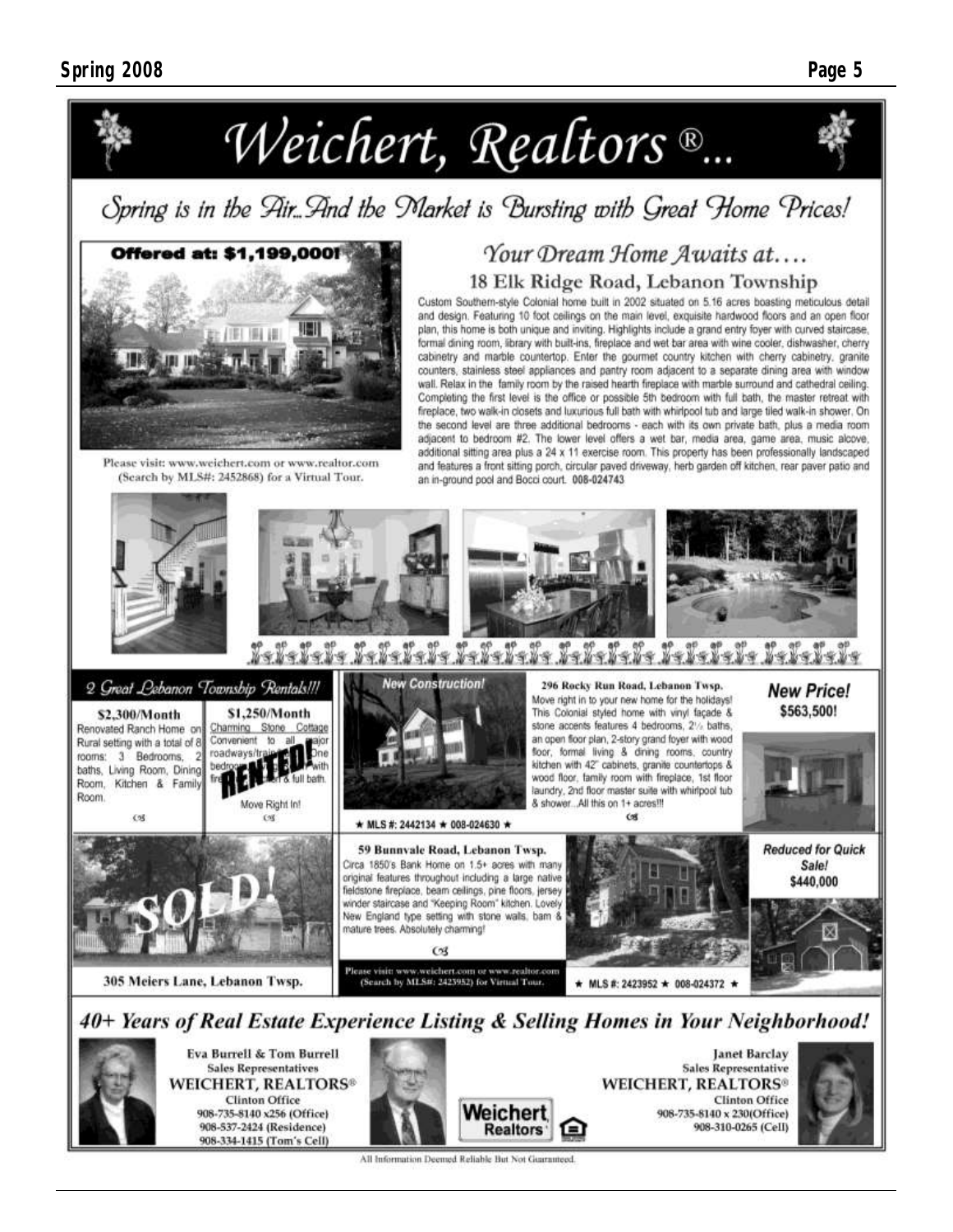# Weichert, Realtors®...

## Spring is in the Air...And the Market is Bursting with Great Home Prices!

**Offered at: $1,199,000!**

Please visit: www.weichert.com or www.realtor.com (Search by MLS#: 2452868) for a Virtual Tour.

### Your Dream Home Awaits at….

### 18 Elk Ridge Road, Lebanon Township

Custom Southern-style Colonial home built in 2002 situated on 5.16 acres boasting meticulous detail and design. Featuring 10 foot ceilings on the main level, exquisite hardwood floors and an open floor plan, this home is both unique and inviting. Highlights include a grand entry foyer with curved staircase, formal dining room, library with built-ins, fireplace and wet bar area with wine cooler, dishwasher, cherry cabinetry and marble countertop. Enter the gourmet country kitchen with cherry cabinetry, granite counters, stainless steel appliances and pantry room adjacent to a separate dining area with window wall. Relax in the family room by the raised hearth fireplace with marble surround and cathedral ceiling. Completing the first level is the office or possible 5th bedroom with full bath, the master retreat with fireplace, two walk-in closets and luxurious full bath with whirlpool tub and large tiled walk-in shower. On the second level are three additional bedrooms - each with its own private bath, plus a media room adjacent to bedroom #2. The lower level offers a wet bar, media area, game area, music alcove, additional sitting area plus a 24 x 11 exercise room. This property has been professionally landscaped and features a front sitting porch, circular paved driveway, herb garden off kitchen, rear paver patio and an in-ground pool and Bocci court. 008-024743

### 2 Great Lebanon Township Rentals!!!

**$2,300/Month**

Renovated Ranch Home on Rural setting with a total of 8 rooms: 3 Bedrooms, 2 baths, Living Room, Dining Room, Kitchen & Family Room.

**$1,250/Month**

Charming Stone Cottage Convenient to all major roadways/train... One bedroom... with fireplace... & full bath.

RENTED!

Move Right In!

### New Construction!

### 296 Rocky Run Road, Lebanon Twsp.

**New Price! $563,500!**

Move right in to your new home for the holidays! This Colonial styled home with vinyl façade & stone accents features 4 bedrooms, 2½ baths, an open floor plan, 2-story grand foyer with wood floor, formal living & dining rooms, country kitchen with 42" cabinets, granite countertops & wood floor, family room with fireplace, 1st floor laundry, 2nd floor master suite with whirlpool tub & shower...All this on 1+ acres!!!

★ MLS #: 2442134 ★ 008-024630 ★

SOLD!

### 305 Meiers Lane, Lebanon Twsp.

### 59 Bunnvale Road, Lebanon Twsp.

**Reduced for Quick Sale! $440,000**

Circa 1850's Bank Home on 1.5+ acres with many original features throughout including a large native fieldstone fireplace, beam ceilings, pine floors, jersey winder staircase and "Keeping Room" kitchen. Lovely New England type setting with stone walls, barn & mature trees. Absolutely charming!

Please visit: www.weichert.com or www.realtor.com (Search by MLS#: 2423952) for Virtual Tour.

★ MLS #: 2423952 ★ 008-024372 ★

## 40+ Years of Real Estate Experience Listing & Selling Homes in Your Neighborhood!

**Eva Burrell & Tom Burrell**
Sales Representatives
**WEICHERT, REALTORS®**
Clinton Office
908-735-8140 x256 (Office)
908-537-2424 (Residence)
908-334-1415 (Tom's Cell)

Weichert Realtors

**Janet Barclay**
Sales Representative
**WEICHERT, REALTORS®**
Clinton Office
908-735-8140 x 230(Office)
908-310-0265 (Cell)

All Information Deemed Reliable But Not Guaranteed.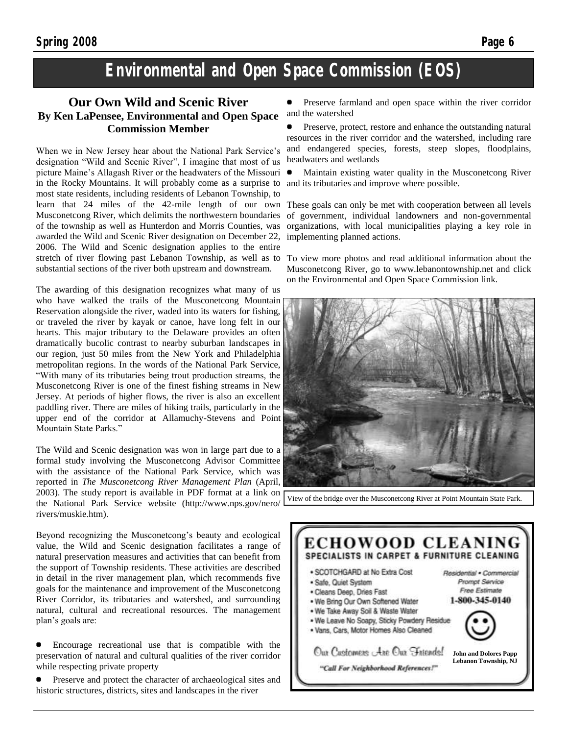# Environmental and Open Space Commission (EOS)

## Our Own Wild and Scenic River

### By Ken LaPensee, Environmental and Open Space Commission Member

When we in New Jersey hear about the National Park Service's designation "Wild and Scenic River", I imagine that most of us picture Maine's Allagash River or the headwaters of the Missouri in the Rocky Mountains. It will probably come as a surprise to most state residents, including residents of Lebanon Township, to learn that 24 miles of the 42-mile length of our own Musconetcong River, which delimits the northwestern boundaries of the township as well as Hunterdon and Morris Counties, was awarded the Wild and Scenic River designation on December 22, 2006. The Wild and Scenic designation applies to the entire stretch of river flowing past Lebanon Township, as well as to substantial sections of the river both upstream and downstream.

The awarding of this designation recognizes what many of us who have walked the trails of the Musconetcong Mountain Reservation alongside the river, waded into its waters for fishing, or traveled the river by kayak or canoe, have long felt in our hearts. This major tributary to the Delaware provides an often dramatically bucolic contrast to nearby suburban landscapes in our region, just 50 miles from the New York and Philadelphia metropolitan regions. In the words of the National Park Service, "With many of its tributaries being trout production streams, the Musconetcong River is one of the finest fishing streams in New Jersey. At periods of higher flows, the river is also an excellent paddling river. There are miles of hiking trails, particularly in the upper end of the corridor at Allamuchy-Stevens and Point Mountain State Parks."

The Wild and Scenic designation was won in large part due to a formal study involving the Musconetcong Advisor Committee with the assistance of the National Park Service, which was reported in *The Musconetcong River Management Plan* (April, 2003). The study report is available in PDF format at a link on the National Park Service website (http://www.nps.gov/nero/rivers/muskie.htm).

Beyond recognizing the Musconetcong's beauty and ecological value, the Wild and Scenic designation facilitates a range of natural preservation measures and activities that can benefit from the support of Township residents. These activities are described in detail in the river management plan, which recommends five goals for the maintenance and improvement of the Musconetcong River Corridor, its tributaries and watershed, and surrounding natural, cultural and recreational resources. The management plan's goals are:

- Encourage recreational use that is compatible with the preservation of natural and cultural qualities of the river corridor while respecting private property
- Preserve and protect the character of archaeological sites and historic structures, districts, sites and landscapes in the river
- Preserve farmland and open space within the river corridor and the watershed
- Preserve, protect, restore and enhance the outstanding natural resources in the river corridor and the watershed, including rare and endangered species, forests, steep slopes, floodplains, headwaters and wetlands
- Maintain existing water quality in the Musconetcong River and its tributaries and improve where possible.

These goals can only be met with cooperation between all levels of government, individual landowners and non-governmental organizations, with local municipalities playing a key role in implementing planned actions.

To view more photos and read additional information about the Musconetcong River, go to www.lebanontownship.net and click on the Environmental and Open Space Commission link.

View of the bridge over the Musconetcong River at Point Mountain State Park.

**ECHOWOOD CLEANING**
**SPECIALISTS IN CARPET & FURNITURE CLEANING**

- SCOTCHGARD at No Extra Cost
- Safe, Quiet System
- Cleans Deep, Dries Fast
- We Bring Our Own Softened Water
- We Take Away Soil & Waste Water
- We Leave No Soapy, Sticky Powdery Residue
- Vans, Cars, Motor Homes Also Cleaned

Residential • Commercial
Prompt Service
Free Estimate
**1-800-345-0140**

Our Customers Are Our Friends!

*"Call For Neighborhood References!"*

**John and Dolores Papp**
**Lebanon Township, NJ**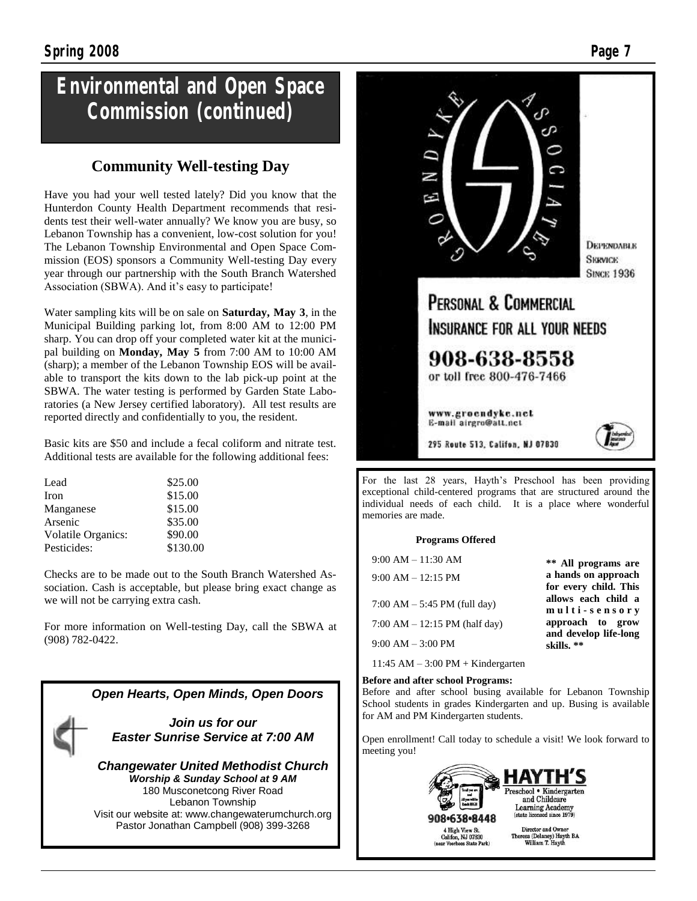# Environmental and Open Space Commission (continued)

## Community Well-testing Day

Have you had your well tested lately? Did you know that the Hunterdon County Health Department recommends that residents test their well-water annually? We know you are busy, so Lebanon Township has a convenient, low-cost solution for you! The Lebanon Township Environmental and Open Space Commission (EOS) sponsors a Community Well-testing Day every year through our partnership with the South Branch Watershed Association (SBWA). And it's easy to participate!

Water sampling kits will be on sale on **Saturday, May 3**, in the Municipal Building parking lot, from 8:00 AM to 12:00 PM sharp. You can drop off your completed water kit at the municipal building on **Monday, May 5** from 7:00 AM to 10:00 AM (sharp); a member of the Lebanon Township EOS will be available to transport the kits down to the lab pick-up point at the SBWA. The water testing is performed by Garden State Laboratories (a New Jersey certified laboratory). All test results are reported directly and confidentially to you, the resident.

Basic kits are $50 and include a fecal coliform and nitrate test. Additional tests are available for the following additional fees:

| | |
|---|---|
| Lead | $25.00 |
| Iron | $15.00 |
| Manganese | $15.00 |
| Arsenic | $35.00 |
| Volatile Organics: | $90.00 |
| Pesticides: | $130.00 |

Checks are to be made out to the South Branch Watershed Association. Cash is acceptable, but please bring exact change as we will not be carrying extra cash.

For more information on Well-testing Day, call the SBWA at (908) 782-0422.

***Open Hearts, Open Minds, Open Doors***

***Join us for our Easter Sunrise Service at 7:00 AM***

***Changewater United Methodist Church***

***Worship & Sunday School at 9 AM***

180 Musconetcong River Road
Lebanon Township
Visit our website at: www.changewaterumchurch.org
Pastor Jonathan Campbell (908) 399-3268

GROENDYKE ASSOCIATES

DEPENDABLE SERVICE SINCE 1936

PERSONAL & COMMERCIAL INSURANCE FOR ALL YOUR NEEDS

908-638-8558
or toll free 800-476-7466

www.groendyke.net
E-mail airgro@att.net

295 Route 513, Califon, NJ 07830

For the last 28 years, Hayth's Preschool has been providing exceptional child-centered programs that are structured around the individual needs of each child. It is a place where wonderful memories are made.

**Programs Offered**

- 9:00 AM – 11:30 AM
- 9:00 AM – 12:15 PM
- 7:00 AM – 5:45 PM (full day)
- 7:00 AM – 12:15 PM (half day)
- 9:00 AM – 3:00 PM
- 11:45 AM – 3:00 PM + Kindergarten

**\*\* All programs are a hands on approach for every child. This allows each child a multi-sensory approach to grow and develop life-long skills. \*\***

**Before and after school Programs:**
Before and after school busing available for Lebanon Township School students in grades Kindergarten and up. Busing is available for AM and PM Kindergarten students.

Open enrollment! Call today to schedule a visit! We look forward to meeting you!

HAYTH'S
Preschool • Kindergarten and Childcare Learning Academy
(state licensed since 1979)

908•638•8448

4 High View St.
Califon, NJ 07830
(near Voorhees State Park)

Director and Owner
Theresa (Delaney) Hayth BA
William T. Hayth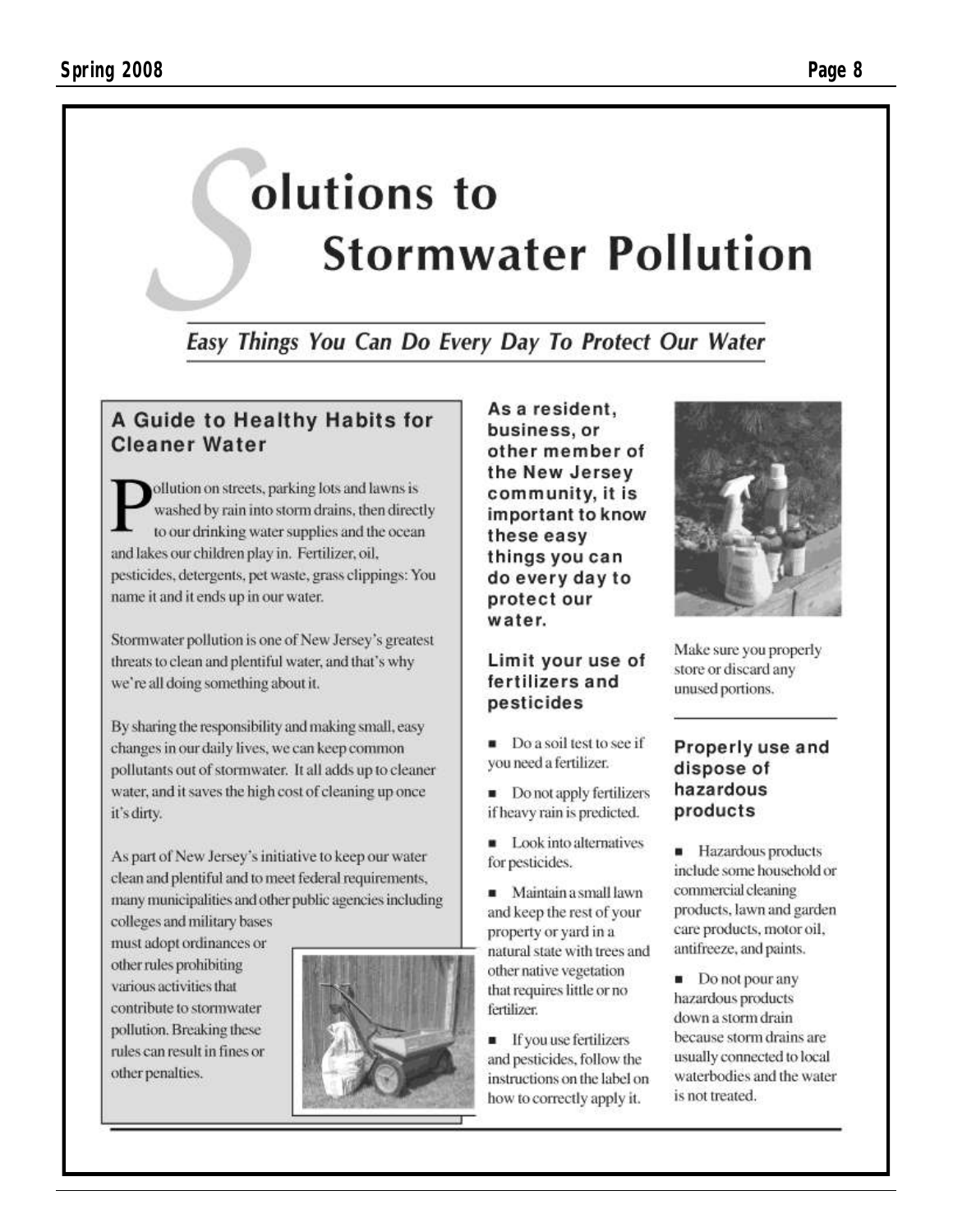# Solutions to Stormwater Pollution

## Easy Things You Can Do Every Day To Protect Our Water

### A Guide to Healthy Habits for Cleaner Water

Pollution on streets, parking lots and lawns is washed by rain into storm drains, then directly to our drinking water supplies and the ocean and lakes our children play in. Fertilizer, oil, pesticides, detergents, pet waste, grass clippings: You name it and it ends up in our water.

Stormwater pollution is one of New Jersey's greatest threats to clean and plentiful water, and that's why we're all doing something about it.

By sharing the responsibility and making small, easy changes in our daily lives, we can keep common pollutants out of stormwater. It all adds up to cleaner water, and it saves the high cost of cleaning up once it's dirty.

As part of New Jersey's initiative to keep our water clean and plentiful and to meet federal requirements, many municipalities and other public agencies including colleges and military bases must adopt ordinances or other rules prohibiting various activities that contribute to stormwater pollution. Breaking these rules can result in fines or other penalties.

**As a resident, business, or other member of the New Jersey community, it is important to know these easy things you can do every day to protect our water.**

### Limit your use of fertilizers and pesticides

- Do a soil test to see if you need a fertilizer.
- Do not apply fertilizers if heavy rain is predicted.
- Look into alternatives for pesticides.
- Maintain a small lawn and keep the rest of your property or yard in a natural state with trees and other native vegetation that requires little or no fertilizer.
- If you use fertilizers and pesticides, follow the instructions on the label on how to correctly apply it.

Make sure you properly store or discard any unused portions.

### Properly use and dispose of hazardous products

- Hazardous products include some household or commercial cleaning products, lawn and garden care products, motor oil, antifreeze, and paints.
- Do not pour any hazardous products down a storm drain because storm drains are usually connected to local waterbodies and the water is not treated.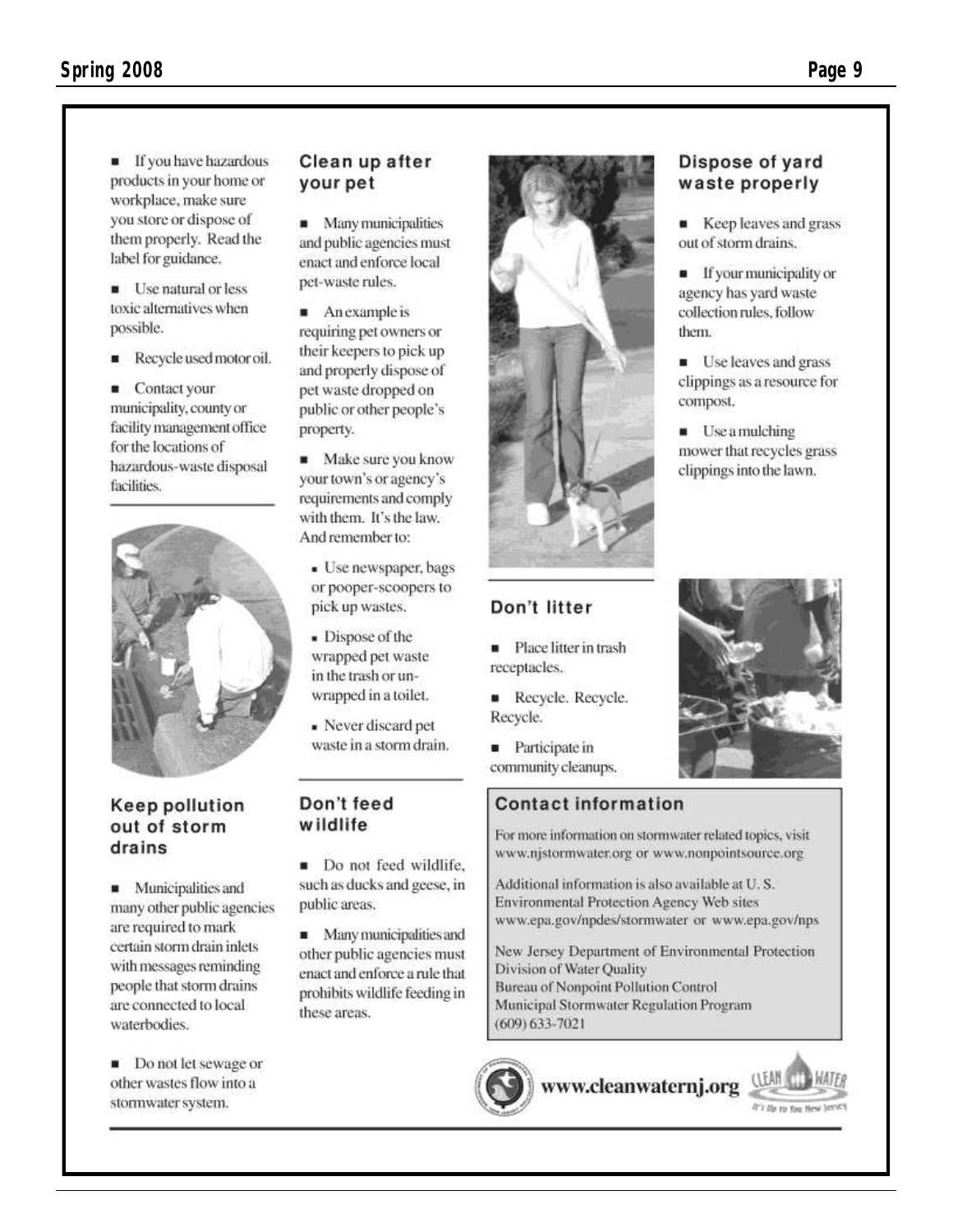- If you have hazardous products in your home or workplace, make sure you store or dispose of them properly. Read the label for guidance.
- Use natural or less toxic alternatives when possible.
- Recycle used motor oil.
- Contact your municipality, county or facility management office for the locations of hazardous-waste disposal facilities.

### Keep pollution out of storm drains

- Municipalities and many other public agencies are required to mark certain storm drain inlets with messages reminding people that storm drains are connected to local waterbodies.
- Do not let sewage or other wastes flow into a stormwater system.

### Clean up after your pet

- Many municipalities and public agencies must enact and enforce local pet-waste rules.
- An example is requiring pet owners or their keepers to pick up and properly dispose of pet waste dropped on public or other people's property.
- Make sure you know your town's or agency's requirements and comply with them. It's the law. And remember to:
  - Use newspaper, bags or pooper-scoopers to pick up wastes.
  - Dispose of the wrapped pet waste in the trash or un-wrapped in a toilet.
  - Never discard pet waste in a storm drain.

### Don't feed wildlife

- Do not feed wildlife, such as ducks and geese, in public areas.
- Many municipalities and other public agencies must enact and enforce a rule that prohibits wildlife feeding in these areas.

### Don't litter

- Place litter in trash receptacles.
- Recycle. Recycle. Recycle.
- Participate in community cleanups.

### Dispose of yard waste properly

- Keep leaves and grass out of storm drains.
- If your municipality or agency has yard waste collection rules, follow them.
- Use leaves and grass clippings as a resource for compost.
- Use a mulching mower that recycles grass clippings into the lawn.

### Contact information

For more information on stormwater related topics, visit www.njstormwater.org or www.nonpointsource.org

Additional information is also available at U. S. Environmental Protection Agency Web sites www.epa.gov/npdes/stormwater or www.epa.gov/nps

New Jersey Department of Environmental Protection
Division of Water Quality
Bureau of Nonpoint Pollution Control
Municipal Stormwater Regulation Program
(609) 633-7021

www.cleanwaternj.org

CLEAN WATER — It's Up to You New Jersey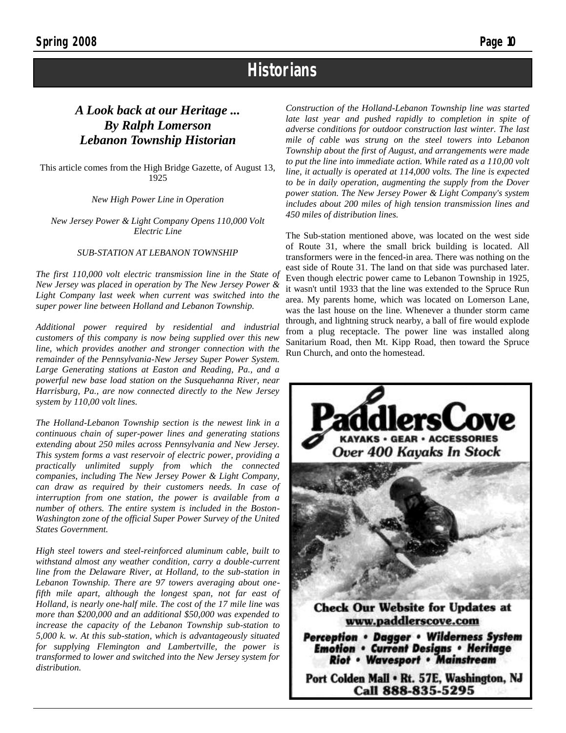# Historians

## *A Look back at our Heritage ... By Ralph Lomerson Lebanon Township Historian*

This article comes from the High Bridge Gazette, of August 13, 1925

*New High Power Line in Operation*

*New Jersey Power & Light Company Opens 110,000 Volt Electric Line*

*SUB-STATION AT LEBANON TOWNSHIP*

*The first 110,000 volt electric transmission line in the State of New Jersey was placed in operation by The New Jersey Power & Light Company last week when current was switched into the super power line between Holland and Lebanon Township.*

*Additional power required by residential and industrial customers of this company is now being supplied over this new line, which provides another and stronger connection with the remainder of the Pennsylvania-New Jersey Super Power System. Large Generating stations at Easton and Reading, Pa., and a powerful new base load station on the Susquehanna River, near Harrisburg, Pa., are now connected directly to the New Jersey system by 110,00 volt lines.*

*The Holland-Lebanon Township section is the newest link in a continuous chain of super-power lines and generating stations extending about 250 miles across Pennsylvania and New Jersey. This system forms a vast reservoir of electric power, providing a practically unlimited supply from which the connected companies, including The New Jersey Power & Light Company, can draw as required by their customers needs. In case of interruption from one station, the power is available from a number of others. The entire system is included in the Boston-Washington zone of the official Super Power Survey of the United States Government.*

*High steel towers and steel-reinforced aluminum cable, built to withstand almost any weather condition, carry a double-current line from the Delaware River, at Holland, to the sub-station in Lebanon Township. There are 97 towers averaging about one-fifth mile apart, although the longest span, not far east of Holland, is nearly one-half mile. The cost of the 17 mile line was more than $200,000 and an additional $50,000 was expended to increase the capacity of the Lebanon Township sub-station to 5,000 k. w. At this sub-station, which is advantageously situated for supplying Flemington and Lambertville, the power is transformed to lower and switched into the New Jersey system for distribution.*

*Construction of the Holland-Lebanon Township line was started late last year and pushed rapidly to completion in spite of adverse conditions for outdoor construction last winter. The last mile of cable was strung on the steel towers into Lebanon Township about the first of August, and arrangements were made to put the line into immediate action. While rated as a 110,00 volt line, it actually is operated at 114,000 volts. The line is expected to be in daily operation, augmenting the supply from the Dover power station. The New Jersey Power & Light Company's system includes about 200 miles of high tension transmission lines and 450 miles of distribution lines.*

The Sub-station mentioned above, was located on the west side of Route 31, where the small brick building is located. All transformers were in the fenced-in area. There was nothing on the east side of Route 31. The land on that side was purchased later. Even though electric power came to Lebanon Township in 1925, it wasn't until 1933 that the line was extended to the Spruce Run area. My parents home, which was located on Lomerson Lane, was the last house on the line. Whenever a thunder storm came through, and lightning struck nearby, a ball of fire would explode from a plug receptacle. The power line was installed along Sanitarium Road, then Mt. Kipp Road, then toward the Spruce Run Church, and onto the homestead.

**PaddlersCove**

**KAYAKS • GEAR • ACCESSORIES**

***Over 400 Kayaks In Stock***

**Check Our Website for Updates at www.paddlerscove.com**

***Perception • Dagger • Wilderness System Emotion • Current Designs • Heritage Riot • Wavesport • Mainstream***

**Port Colden Mall • Rt. 57E, Washington, NJ**
**Call 888-835-5295**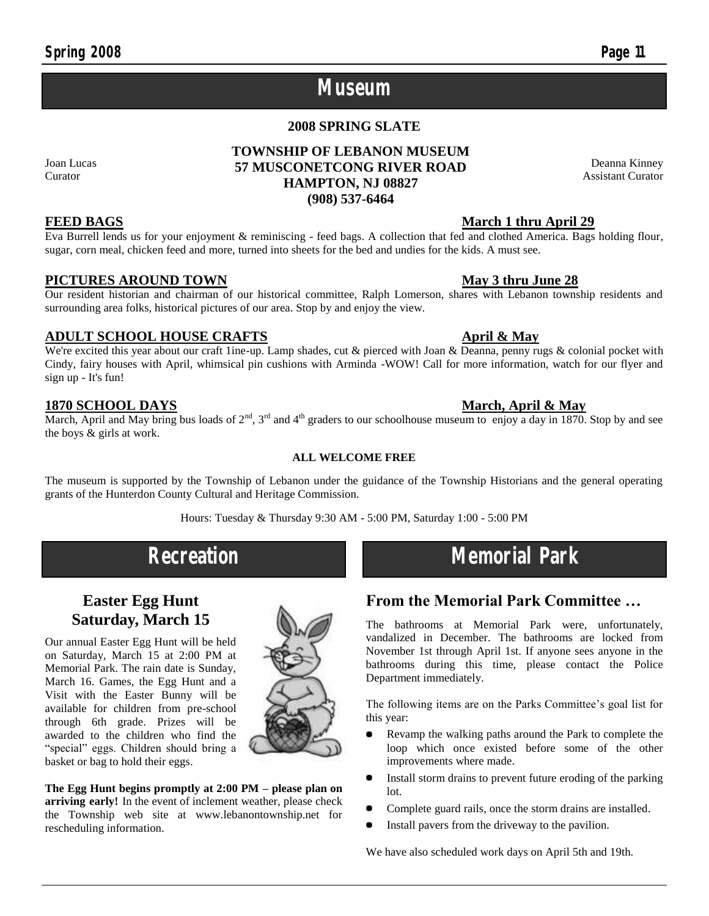# Museum

**2008 SPRING SLATE**

**TOWNSHIP OF LEBANON MUSEUM**
**57 MUSCONETCONG RIVER ROAD**
**HAMPTON, NJ 08827**
**(908) 537-6464**

Joan Lucas
Curator

Deanna Kinney
Assistant Curator

**FEED BAGS** — **March 1 thru April 29**

Eva Burrell lends us for your enjoyment & reminiscing - feed bags. A collection that fed and clothed America. Bags holding flour, sugar, corn meal, chicken feed and more, turned into sheets for the bed and undies for the kids. A must see.

**PICTURES AROUND TOWN** — **May 3 thru June 28**

Our resident historian and chairman of our historical committee, Ralph Lomerson, shares with Lebanon township residents and surrounding area folks, historical pictures of our area. Stop by and enjoy the view.

**ADULT SCHOOL HOUSE CRAFTS** — **April & May**

We're excited this year about our craft 1ine-up. Lamp shades, cut & pierced with Joan & Deanna, penny rugs & colonial pocket with Cindy, fairy houses with April, whimsical pin cushions with Arminda -WOW! Call for more information, watch for our flyer and sign up - It's fun!

**1870 SCHOOL DAYS** — **March, April & May**

March, April and May bring bus loads of 2nd, 3rd and 4th graders to our schoolhouse museum to enjoy a day in 1870. Stop by and see the boys & girls at work.

**ALL WELCOME FREE**

The museum is supported by the Township of Lebanon under the guidance of the Township Historians and the general operating grants of the Hunterdon County Cultural and Heritage Commission.

Hours: Tuesday & Thursday 9:30 AM - 5:00 PM, Saturday 1:00 - 5:00 PM

# Recreation

## Easter Egg Hunt Saturday, March 15

Our annual Easter Egg Hunt will be held on Saturday, March 15 at 2:00 PM at Memorial Park. The rain date is Sunday, March 16. Games, the Egg Hunt and a Visit with the Easter Bunny will be available for children from pre-school through 6th grade. Prizes will be awarded to the children who find the "special" eggs. Children should bring a basket or bag to hold their eggs.

**The Egg Hunt begins promptly at 2:00 PM – please plan on arriving early!** In the event of inclement weather, please check the Township web site at www.lebanontownship.net for rescheduling information.

# Memorial Park

## From the Memorial Park Committee …

The bathrooms at Memorial Park were, unfortunately, vandalized in December. The bathrooms are locked from November 1st through April 1st. If anyone sees anyone in the bathrooms during this time, please contact the Police Department immediately.

The following items are on the Parks Committee's goal list for this year:

- Revamp the walking paths around the Park to complete the loop which once existed before some of the other improvements where made.
- Install storm drains to prevent future eroding of the parking lot.
- Complete guard rails, once the storm drains are installed.
- Install pavers from the driveway to the pavilion.

We have also scheduled work days on April 5th and 19th.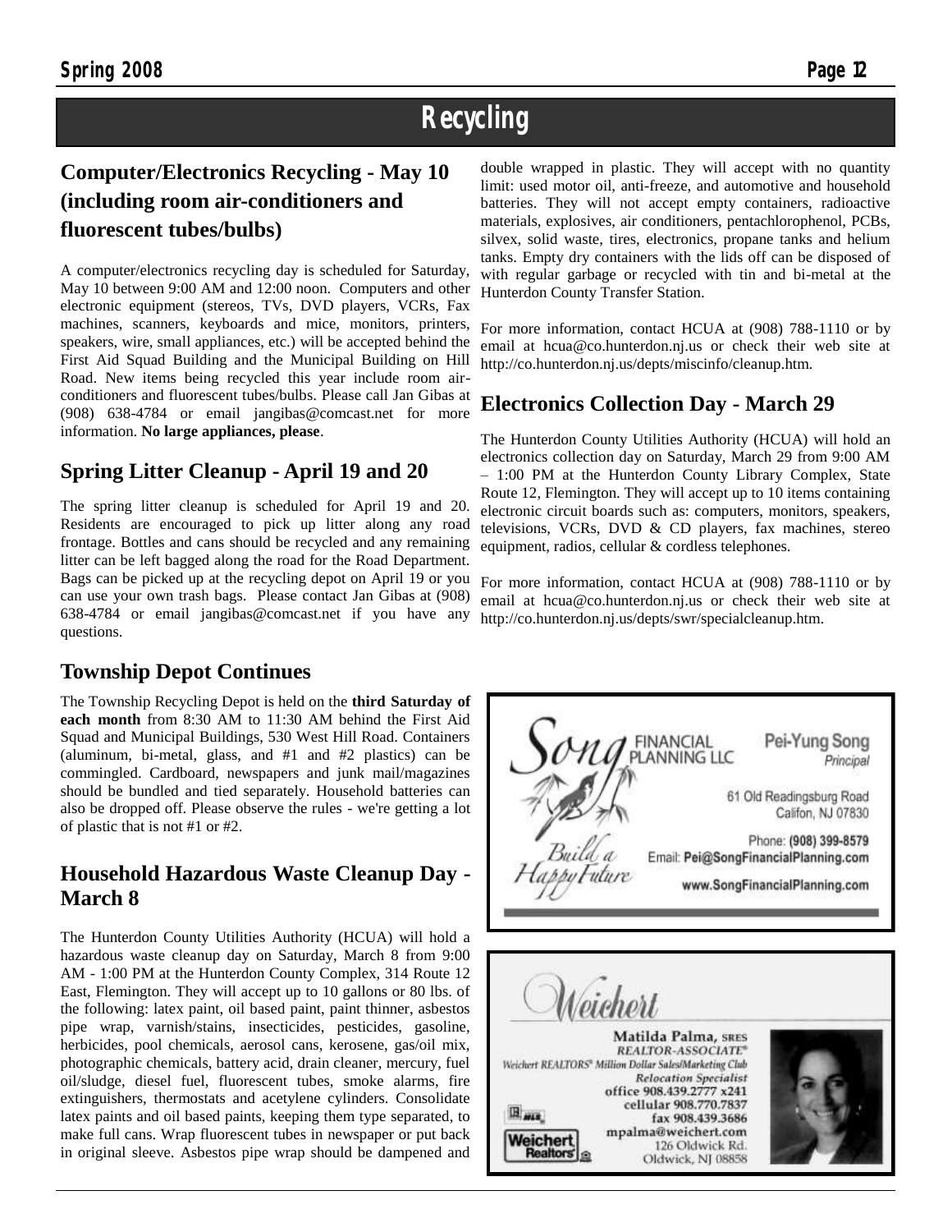# Recycling

## Computer/Electronics Recycling - May 10 (including room air-conditioners and fluorescent tubes/bulbs)

A computer/electronics recycling day is scheduled for Saturday, May 10 between 9:00 AM and 12:00 noon. Computers and other electronic equipment (stereos, TVs, DVD players, VCRs, Fax machines, scanners, keyboards and mice, monitors, printers, speakers, wire, small appliances, etc.) will be accepted behind the First Aid Squad Building and the Municipal Building on Hill Road. New items being recycled this year include room air-conditioners and fluorescent tubes/bulbs. Please call Jan Gibas at (908) 638-4784 or email jangibas@comcast.net for more information. **No large appliances, please**.

## Spring Litter Cleanup - April 19 and 20

The spring litter cleanup is scheduled for April 19 and 20. Residents are encouraged to pick up litter along any road frontage. Bottles and cans should be recycled and any remaining litter can be left bagged along the road for the Road Department. Bags can be picked up at the recycling depot on April 19 or you can use your own trash bags. Please contact Jan Gibas at (908) 638-4784 or email jangibas@comcast.net if you have any questions.

## Township Depot Continues

The Township Recycling Depot is held on the **third Saturday of each month** from 8:30 AM to 11:30 AM behind the First Aid Squad and Municipal Buildings, 530 West Hill Road. Containers (aluminum, bi-metal, glass, and #1 and #2 plastics) can be commingled. Cardboard, newspapers and junk mail/magazines should be bundled and tied separately. Household batteries can also be dropped off. Please observe the rules - we're getting a lot of plastic that is not #1 or #2.

## Household Hazardous Waste Cleanup Day - March 8

The Hunterdon County Utilities Authority (HCUA) will hold a hazardous waste cleanup day on Saturday, March 8 from 9:00 AM - 1:00 PM at the Hunterdon County Complex, 314 Route 12 East, Flemington. They will accept up to 10 gallons or 80 lbs. of the following: latex paint, oil based paint, paint thinner, asbestos pipe wrap, varnish/stains, insecticides, pesticides, gasoline, herbicides, pool chemicals, aerosol cans, kerosene, gas/oil mix, photographic chemicals, battery acid, drain cleaner, mercury, fuel oil/sludge, diesel fuel, fluorescent tubes, smoke alarms, fire extinguishers, thermostats and acetylene cylinders. Consolidate latex paints and oil based paints, keeping them type separated, to make full cans. Wrap fluorescent tubes in newspaper or put back in original sleeve. Asbestos pipe wrap should be dampened and double wrapped in plastic. They will accept with no quantity limit: used motor oil, anti-freeze, and automotive and household batteries. They will not accept empty containers, radioactive materials, explosives, air conditioners, pentachlorophenol, PCBs, silvex, solid waste, tires, electronics, propane tanks and helium tanks. Empty dry containers with the lids off can be disposed of with regular garbage or recycled with tin and bi-metal at the Hunterdon County Transfer Station.

For more information, contact HCUA at (908) 788-1110 or by email at hcua@co.hunterdon.nj.us or check their web site at http://co.hunterdon.nj.us/depts/miscinfo/cleanup.htm.

## Electronics Collection Day - March 29

The Hunterdon County Utilities Authority (HCUA) will hold an electronics collection day on Saturday, March 29 from 9:00 AM – 1:00 PM at the Hunterdon County Library Complex, State Route 12, Flemington. They will accept up to 10 items containing electronic circuit boards such as: computers, monitors, speakers, televisions, VCRs, DVD & CD players, fax machines, stereo equipment, radios, cellular & cordless telephones.

For more information, contact HCUA at (908) 788-1110 or by email at hcua@co.hunterdon.nj.us or check their web site at http://co.hunterdon.nj.us/depts/swr/specialcleanup.htm.

Song FINANCIAL PLANNING LLC
*Build a Happy Future*
Pei-Yung Song, *Principal*
61 Old Readingsburg Road
Califon, NJ 07830
Phone: **(908) 399-8579**
Email: **Pei@SongFinancialPlanning.com**
**www.SongFinancialPlanning.com**

*Weichert*
**Matilda Palma,** SRES
*REALTOR-ASSOCIATE®*
*Weichert REALTORS® Million Dollar Sales/Marketing Club*
*Relocation Specialist*
office 908.439.2777 x241
cellular 908.770.7837
fax 908.439.3686
mpalma@weichert.com
126 Oldwick Rd.
Oldwick, NJ 08858
Weichert Realtors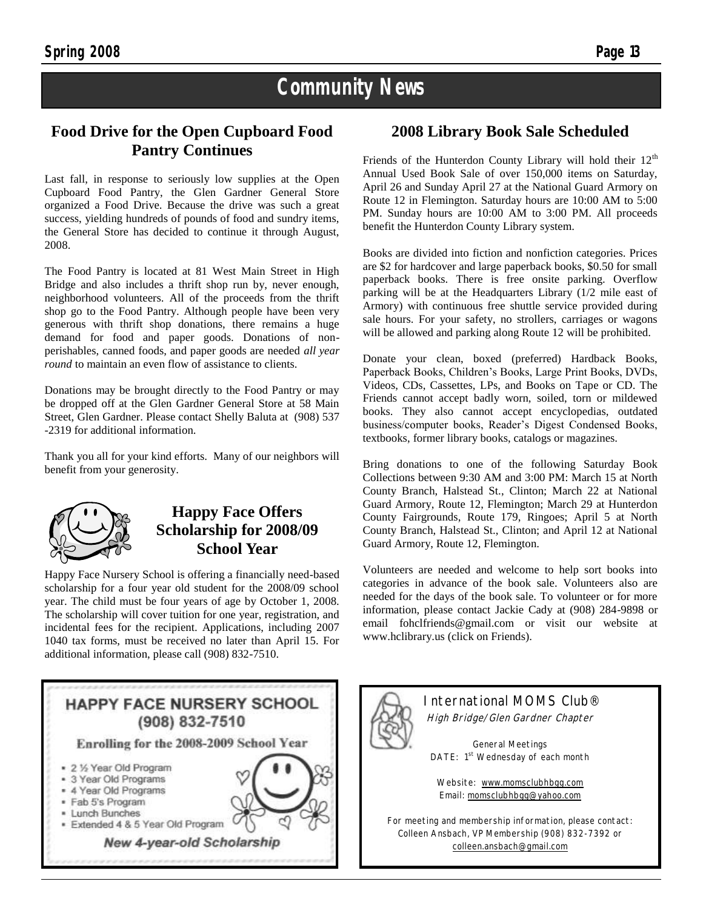# Community News

## Food Drive for the Open Cupboard Food Pantry Continues

Last fall, in response to seriously low supplies at the Open Cupboard Food Pantry, the Glen Gardner General Store organized a Food Drive. Because the drive was such a great success, yielding hundreds of pounds of food and sundry items, the General Store has decided to continue it through August, 2008.

The Food Pantry is located at 81 West Main Street in High Bridge and also includes a thrift shop run by, never enough, neighborhood volunteers. All of the proceeds from the thrift shop go to the Food Pantry. Although people have been very generous with thrift shop donations, there remains a huge demand for food and paper goods. Donations of non-perishables, canned foods, and paper goods are needed *all year round* to maintain an even flow of assistance to clients.

Donations may be brought directly to the Food Pantry or may be dropped off at the Glen Gardner General Store at 58 Main Street, Glen Gardner. Please contact Shelly Baluta at (908) 537-2319 for additional information.

Thank you all for your kind efforts. Many of our neighbors will benefit from your generosity.

## Happy Face Offers Scholarship for 2008/09 School Year

Happy Face Nursery School is offering a financially need-based scholarship for a four year old student for the 2008/09 school year. The child must be four years of age by October 1, 2008. The scholarship will cover tuition for one year, registration, and incidental fees for the recipient. Applications, including 2007 1040 tax forms, must be received no later than April 15. For additional information, please call (908) 832-7510.

## 2008 Library Book Sale Scheduled

Friends of the Hunterdon County Library will hold their 12th Annual Used Book Sale of over 150,000 items on Saturday, April 26 and Sunday April 27 at the National Guard Armory on Route 12 in Flemington. Saturday hours are 10:00 AM to 5:00 PM. Sunday hours are 10:00 AM to 3:00 PM. All proceeds benefit the Hunterdon County Library system.

Books are divided into fiction and nonfiction categories. Prices are $2 for hardcover and large paperback books, $0.50 for small paperback books. There is free onsite parking. Overflow parking will be at the Headquarters Library (1/2 mile east of Armory) with continuous free shuttle service provided during sale hours. For your safety, no strollers, carriages or wagons will be allowed and parking along Route 12 will be prohibited.

Donate your clean, boxed (preferred) Hardback Books, Paperback Books, Children's Books, Large Print Books, DVDs, Videos, CDs, Cassettes, LPs, and Books on Tape or CD. The Friends cannot accept badly worn, soiled, torn or mildewed books. They also cannot accept encyclopedias, outdated business/computer books, Reader's Digest Condensed Books, textbooks, former library books, catalogs or magazines.

Bring donations to one of the following Saturday Book Collections between 9:30 AM and 3:00 PM: March 15 at North County Branch, Halstead St., Clinton; March 22 at National Guard Armory, Route 12, Flemington; March 29 at Hunterdon County Fairgrounds, Route 179, Ringoes; April 5 at North County Branch, Halstead St., Clinton; and April 12 at National Guard Armory, Route 12, Flemington.

Volunteers are needed and welcome to help sort books into categories in advance of the book sale. Volunteers also are needed for the days of the book sale. To volunteer or for more information, please contact Jackie Cady at (908) 284-9898 or email fohclfriends@gmail.com or visit our website at www.hclibrary.us (click on Friends).

---

**HAPPY FACE NURSERY SCHOOL**
**(908) 832-7510**

**Enrolling for the 2008-2009 School Year**

- 2 ½ Year Old Program
- 3 Year Old Programs
- 4 Year Old Programs
- Fab 5's Program
- Lunch Bunches
- Extended 4 & 5 Year Old Program

***New 4-year-old Scholarship***

---

**International MOMS Club®**
*High Bridge/Glen Gardner Chapter*

General Meetings
DATE: 1st Wednesday of each month

Website: www.momsclubhbgg.com
Email: momsclubhbgg@yahoo.com

For meeting and membership information, please contact:
Colleen Ansbach, VP Membership (908) 832-7392 or colleen.ansbach@gmail.com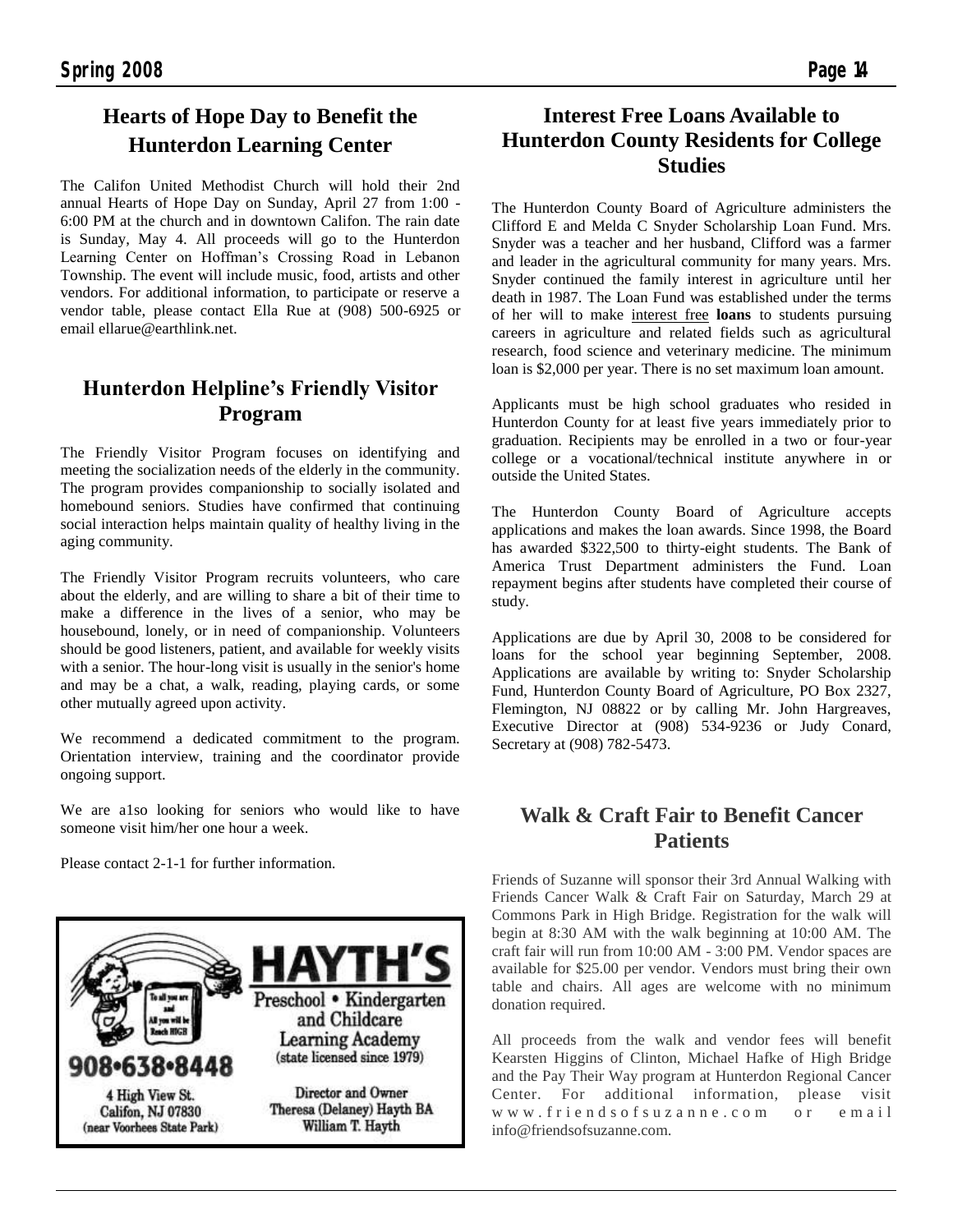## Hearts of Hope Day to Benefit the Hunterdon Learning Center

The Califon United Methodist Church will hold their 2nd annual Hearts of Hope Day on Sunday, April 27 from 1:00 - 6:00 PM at the church and in downtown Califon. The rain date is Sunday, May 4. All proceeds will go to the Hunterdon Learning Center on Hoffman's Crossing Road in Lebanon Township. The event will include music, food, artists and other vendors. For additional information, to participate or reserve a vendor table, please contact Ella Rue at (908) 500-6925 or email ellarue@earthlink.net.

## Hunterdon Helpline's Friendly Visitor Program

The Friendly Visitor Program focuses on identifying and meeting the socialization needs of the elderly in the community. The program provides companionship to socially isolated and homebound seniors. Studies have confirmed that continuing social interaction helps maintain quality of healthy living in the aging community.

The Friendly Visitor Program recruits volunteers, who care about the elderly, and are willing to share a bit of their time to make a difference in the lives of a senior, who may be housebound, lonely, or in need of companionship. Volunteers should be good listeners, patient, and available for weekly visits with a senior. The hour-long visit is usually in the senior's home and may be a chat, a walk, reading, playing cards, or some other mutually agreed upon activity.

We recommend a dedicated commitment to the program. Orientation interview, training and the coordinator provide ongoing support.

We are a1so looking for seniors who would like to have someone visit him/her one hour a week.

Please contact 2-1-1 for further information.

To all you are and All you will be Reach HIGH

**908•638•8448**

4 High View St.
Califon, NJ 07830
(near Voorhees State Park)

**HAYTH'S**

Preschool • Kindergarten and Childcare Learning Academy
(state licensed since 1979)

Director and Owner
Theresa (Delaney) Hayth BA
William T. Hayth

## Interest Free Loans Available to Hunterdon County Residents for College Studies

The Hunterdon County Board of Agriculture administers the Clifford E and Melda C Snyder Scholarship Loan Fund. Mrs. Snyder was a teacher and her husband, Clifford was a farmer and leader in the agricultural community for many years. Mrs. Snyder continued the family interest in agriculture until her death in 1987. The Loan Fund was established under the terms of her will to make interest free **loans** to students pursuing careers in agriculture and related fields such as agricultural research, food science and veterinary medicine. The minimum loan is $2,000 per year. There is no set maximum loan amount.

Applicants must be high school graduates who resided in Hunterdon County for at least five years immediately prior to graduation. Recipients may be enrolled in a two or four-year college or a vocational/technical institute anywhere in or outside the United States.

The Hunterdon County Board of Agriculture accepts applications and makes the loan awards. Since 1998, the Board has awarded $322,500 to thirty-eight students. The Bank of America Trust Department administers the Fund. Loan repayment begins after students have completed their course of study.

Applications are due by April 30, 2008 to be considered for loans for the school year beginning September, 2008. Applications are available by writing to: Snyder Scholarship Fund, Hunterdon County Board of Agriculture, PO Box 2327, Flemington, NJ 08822 or by calling Mr. John Hargreaves, Executive Director at (908) 534-9236 or Judy Conard, Secretary at (908) 782-5473.

## Walk & Craft Fair to Benefit Cancer Patients

Friends of Suzanne will sponsor their 3rd Annual Walking with Friends Cancer Walk & Craft Fair on Saturday, March 29 at Commons Park in High Bridge. Registration for the walk will begin at 8:30 AM with the walk beginning at 10:00 AM. The craft fair will run from 10:00 AM - 3:00 PM. Vendor spaces are available for $25.00 per vendor. Vendors must bring their own table and chairs. All ages are welcome with no minimum donation required.

All proceeds from the walk and vendor fees will benefit Kearsten Higgins of Clinton, Michael Hafke of High Bridge and the Pay Their Way program at Hunterdon Regional Cancer Center. For additional information, please visit www.friendsofsuzanne.com or email info@friendsofsuzanne.com.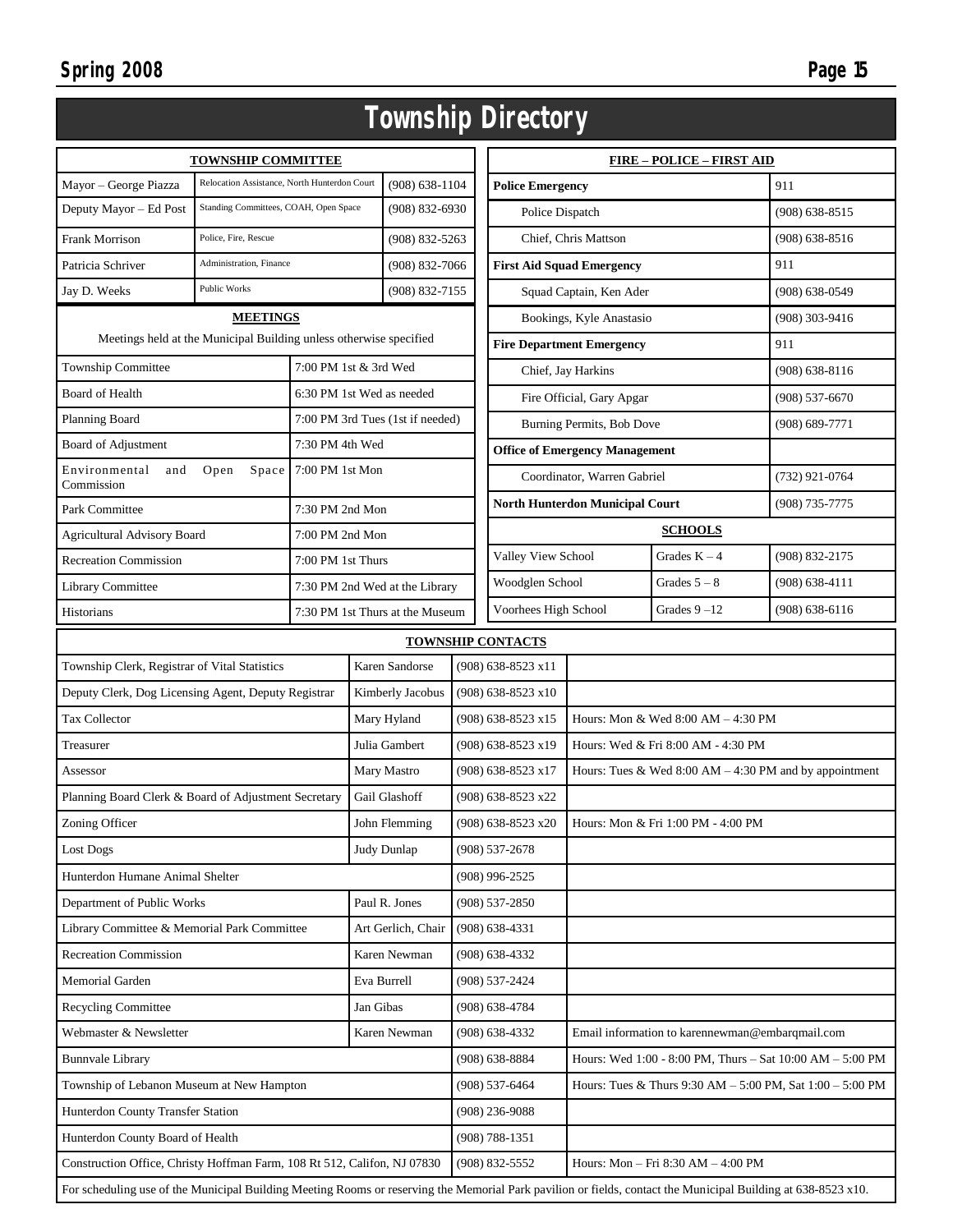# Township Directory

| TOWNSHIP COMMITTEE | | |
|---|---|---|
| Mayor – George Piazza | Relocation Assistance, North Hunterdon Court | (908) 638-1104 |
| Deputy Mayor – Ed Post | Standing Committees, COAH, Open Space | (908) 832-6930 |
| Frank Morrison | Police, Fire, Rescue | (908) 832-5263 |
| Patricia Schriver | Administration, Finance | (908) 832-7066 |
| Jay D. Weeks | Public Works | (908) 832-7155 |

**MEETINGS**

Meetings held at the Municipal Building unless otherwise specified

| Meeting | Time |
|---|---|
| Township Committee | 7:00 PM 1st & 3rd Wed |
| Board of Health | 6:30 PM 1st Wed as needed |
| Planning Board | 7:00 PM 3rd Tues (1st if needed) |
| Board of Adjustment | 7:30 PM 4th Wed |
| Environmental and Open Space Commission | 7:00 PM 1st Mon |
| Park Committee | 7:30 PM 2nd Mon |
| Agricultural Advisory Board | 7:00 PM 2nd Mon |
| Recreation Commission | 7:00 PM 1st Thurs |
| Library Committee | 7:30 PM 2nd Wed at the Library |
| Historians | 7:30 PM 1st Thurs at the Museum |

| FIRE – POLICE – FIRST AID | |
|---|---|
| **Police Emergency** | 911 |
| Police Dispatch | (908) 638-8515 |
| Chief, Chris Mattson | (908) 638-8516 |
| **First Aid Squad Emergency** | 911 |
| Squad Captain, Ken Ader | (908) 638-0549 |
| Bookings, Kyle Anastasio | (908) 303-9416 |
| **Fire Department Emergency** | 911 |
| Chief, Jay Harkins | (908) 638-8116 |
| Fire Official, Gary Apgar | (908) 537-6670 |
| Burning Permits, Bob Dove | (908) 689-7771 |
| **Office of Emergency Management** | |
| Coordinator, Warren Gabriel | (732) 921-0764 |
| **North Hunterdon Municipal Court** | (908) 735-7775 |

| SCHOOLS | | |
|---|---|---|
| Valley View School | Grades K – 4 | (908) 832-2175 |
| Woodglen School | Grades 5 – 8 | (908) 638-4111 |
| Voorhees High School | Grades 9 –12 | (908) 638-6116 |

| TOWNSHIP CONTACTS | | | |
|---|---|---|---|
| Township Clerk, Registrar of Vital Statistics | Karen Sandorse | (908) 638-8523 x11 | |
| Deputy Clerk, Dog Licensing Agent, Deputy Registrar | Kimberly Jacobus | (908) 638-8523 x10 | |
| Tax Collector | Mary Hyland | (908) 638-8523 x15 | Hours: Mon & Wed 8:00 AM – 4:30 PM |
| Treasurer | Julia Gambert | (908) 638-8523 x19 | Hours: Wed & Fri 8:00 AM - 4:30 PM |
| Assessor | Mary Mastro | (908) 638-8523 x17 | Hours: Tues & Wed 8:00 AM – 4:30 PM and by appointment |
| Planning Board Clerk & Board of Adjustment Secretary | Gail Glashoff | (908) 638-8523 x22 | |
| Zoning Officer | John Flemming | (908) 638-8523 x20 | Hours: Mon & Fri 1:00 PM - 4:00 PM |
| Lost Dogs | Judy Dunlap | (908) 537-2678 | |
| Hunterdon Humane Animal Shelter | | (908) 996-2525 | |
| Department of Public Works | Paul R. Jones | (908) 537-2850 | |
| Library Committee & Memorial Park Committee | Art Gerlich, Chair | (908) 638-4331 | |
| Recreation Commission | Karen Newman | (908) 638-4332 | |
| Memorial Garden | Eva Burrell | (908) 537-2424 | |
| Recycling Committee | Jan Gibas | (908) 638-4784 | |
| Webmaster & Newsletter | Karen Newman | (908) 638-4332 | Email information to karennewman@embarqmail.com |
| Bunnvale Library | | (908) 638-8884 | Hours: Wed 1:00 - 8:00 PM, Thurs – Sat 10:00 AM – 5:00 PM |
| Township of Lebanon Museum at New Hampton | | (908) 537-6464 | Hours: Tues & Thurs 9:30 AM – 5:00 PM, Sat 1:00 – 5:00 PM |
| Hunterdon County Transfer Station | | (908) 236-9088 | |
| Hunterdon County Board of Health | | (908) 788-1351 | |
| Construction Office, Christy Hoffman Farm, 108 Rt 512, Califon, NJ 07830 | | (908) 832-5552 | Hours: Mon – Fri 8:30 AM – 4:00 PM |

For scheduling use of the Municipal Building Meeting Rooms or reserving the Memorial Park pavilion or fields, contact the Municipal Building at 638-8523 x10.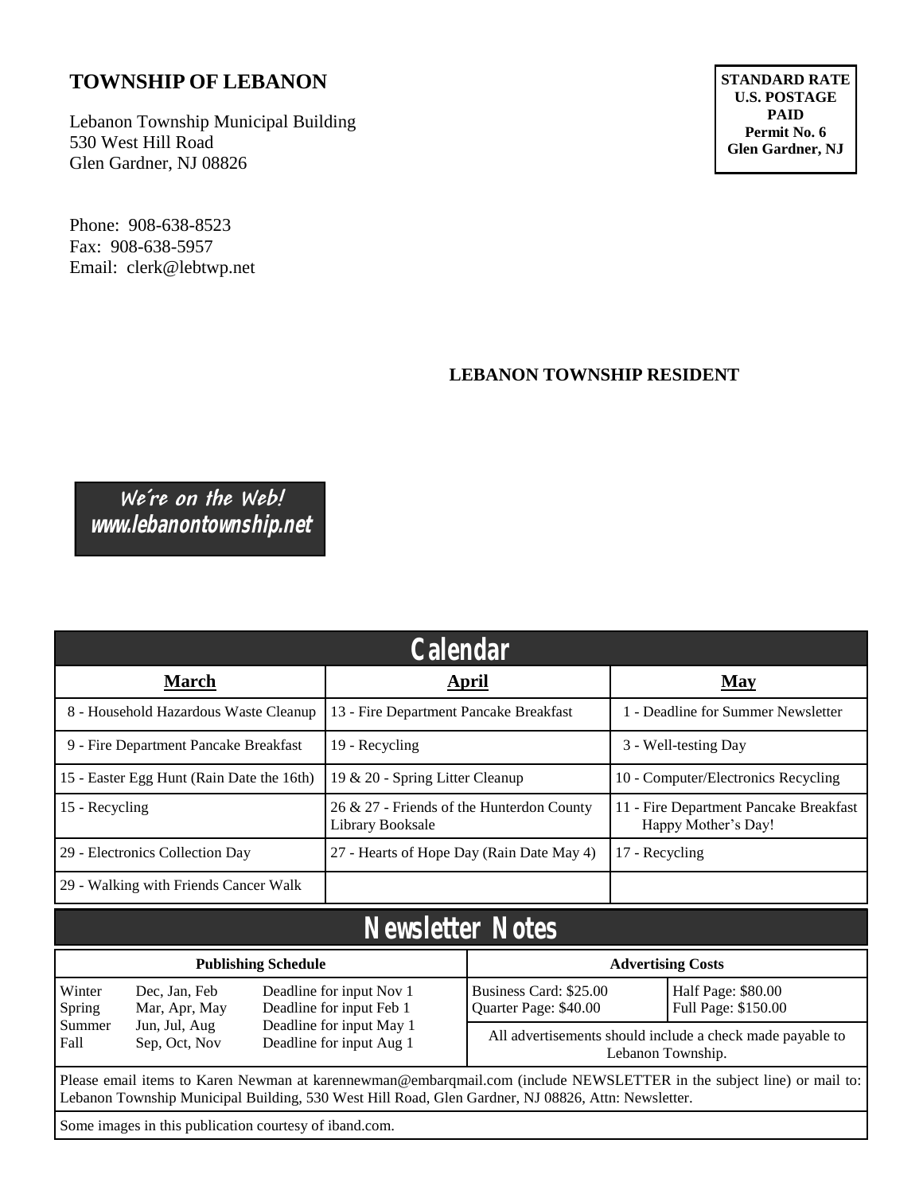**TOWNSHIP OF LEBANON**

Lebanon Township Municipal Building
530 West Hill Road
Glen Gardner, NJ 08826

Phone: 908-638-8523
Fax: 908-638-5957
Email: clerk@lebtwp.net

**STANDARD RATE**
**U.S. POSTAGE**
**PAID**
**Permit No. 6**
**Glen Gardner, NJ**

**LEBANON TOWNSHIP RESIDENT**

*We're on the Web!*
**www.lebanontownship.net**

## Calendar

| March | April | May |
|---|---|---|
| 8 - Household Hazardous Waste Cleanup | 13 - Fire Department Pancake Breakfast | 1 - Deadline for Summer Newsletter |
| 9 - Fire Department Pancake Breakfast | 19 - Recycling | 3 - Well-testing Day |
| 15 - Easter Egg Hunt (Rain Date the 16th) | 19 & 20 - Spring Litter Cleanup | 10 - Computer/Electronics Recycling |
| 15 - Recycling | 26 & 27 - Friends of the Hunterdon County Library Booksale | 11 - Fire Department Pancake Breakfast Happy Mother's Day! |
| 29 - Electronics Collection Day | 27 - Hearts of Hope Day (Rain Date May 4) | 17 - Recycling |
| 29 - Walking with Friends Cancer Walk | | |

## Newsletter Notes

**Publishing Schedule**

| | | |
|---|---|---|
| Winter | Dec, Jan, Feb | Deadline for input Nov 1 |
| Spring | Mar, Apr, May | Deadline for input Feb 1 |
| Summer | Jun, Jul, Aug | Deadline for input May 1 |
| Fall | Sep, Oct, Nov | Deadline for input Aug 1 |

**Advertising Costs**

| | |
|---|---|
| Business Card: $25.00 | Half Page: $80.00 |
| Quarter Page: $40.00 | Full Page: $150.00 |

All advertisements should include a check made payable to Lebanon Township.

Please email items to Karen Newman at karennewman@embarqmail.com (include NEWSLETTER in the subject line) or mail to: Lebanon Township Municipal Building, 530 West Hill Road, Glen Gardner, NJ 08826, Attn: Newsletter.

Some images in this publication courtesy of iband.com.